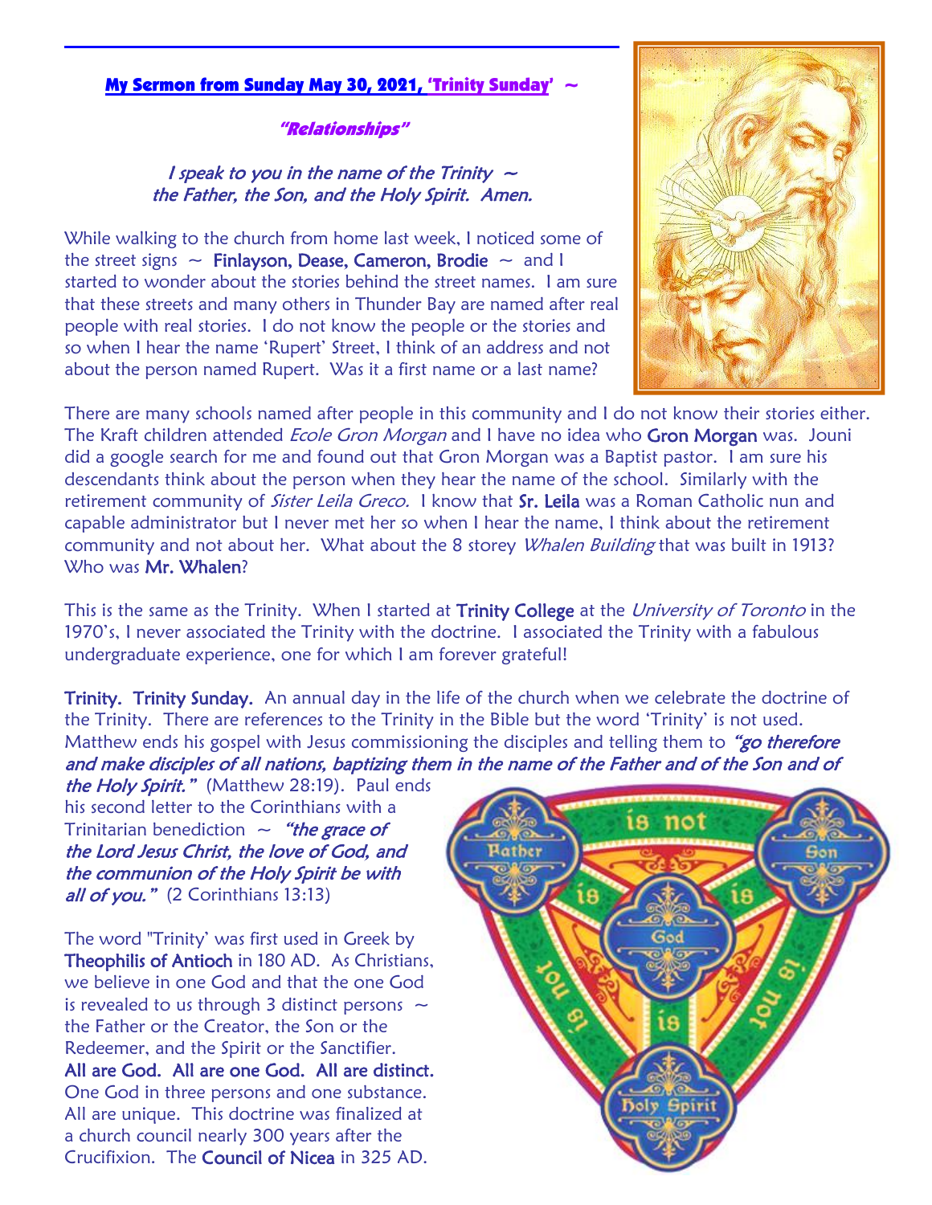**My Sermon from Sunday May 30, 2021, 'Trinity Sunday' ~**

***"Relationships"***

*I speak to you in the name of the Trinity ~*
*the Father, the Son, and the Holy Spirit. Amen.*

While walking to the church from home last week, I noticed some of the street signs ~ Finlayson, Dease, Cameron, Brodie ~ and I started to wonder about the stories behind the street names. I am sure that these streets and many others in Thunder Bay are named after real people with real stories. I do not know the people or the stories and so when I hear the name 'Rupert' Street, I think of an address and not about the person named Rupert. Was it a first name or a last name?

There are many schools named after people in this community and I do not know their stories either. The Kraft children attended *Ecole Gron Morgan* and I have no idea who Gron Morgan was. Jouni did a google search for me and found out that Gron Morgan was a Baptist pastor. I am sure his descendants think about the person when they hear the name of the school. Similarly with the retirement community of *Sister Leila Greco.* I know that Sr. Leila was a Roman Catholic nun and capable administrator but I never met her so when I hear the name, I think about the retirement community and not about her. What about the 8 storey *Whalen Building* that was built in 1913? Who was Mr. Whalen?

This is the same as the Trinity. When I started at Trinity College at the *University of Toronto* in the 1970's, I never associated the Trinity with the doctrine. I associated the Trinity with a fabulous undergraduate experience, one for which I am forever grateful!

Trinity. Trinity Sunday. An annual day in the life of the church when we celebrate the doctrine of the Trinity. There are references to the Trinity in the Bible but the word 'Trinity' is not used. Matthew ends his gospel with Jesus commissioning the disciples and telling them to ***"go therefore and make disciples of all nations, baptizing them in the name of the Father and of the Son and of the Holy Spirit."*** (Matthew 28:19). Paul ends his second letter to the Corinthians with a Trinitarian benediction ~ ***"the grace of the Lord Jesus Christ, the love of God, and the communion of the Holy Spirit be with all of you."*** (2 Corinthians 13:13)

The word "Trinity' was first used in Greek by Theophilis of Antioch in 180 AD. As Christians, we believe in one God and that the one God is revealed to us through 3 distinct persons ~ the Father or the Creator, the Son or the Redeemer, and the Spirit or the Sanctifier. All are God. All are one God. All are distinct. One God in three persons and one substance. All are unique. This doctrine was finalized at a church council nearly 300 years after the Crucifixion. The Council of Nicea in 325 AD.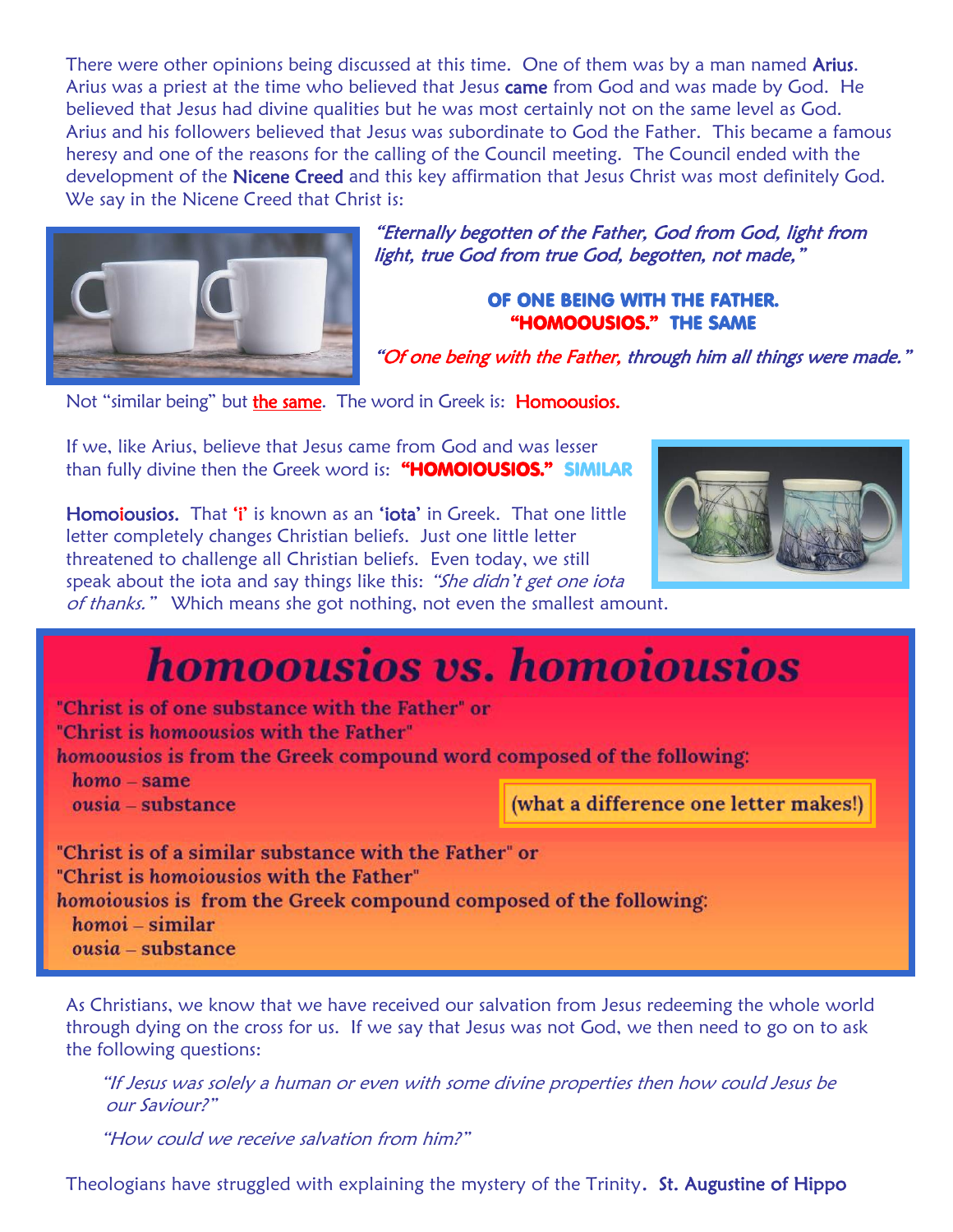There were other opinions being discussed at this time. One of them was by a man named **Arius**. Arius was a priest at the time who believed that Jesus **came** from God and was made by God. He believed that Jesus had divine qualities but he was most certainly not on the same level as God. Arius and his followers believed that Jesus was subordinate to God the Father. This became a famous heresy and one of the reasons for the calling of the Council meeting. The Council ended with the development of the **Nicene Creed** and this key affirmation that Jesus Christ was most definitely God. We say in the Nicene Creed that Christ is:

*"Eternally begotten of the Father, God from God, light from light, true God from true God, begotten, not made,"*

**OF ONE BEING WITH THE FATHER.**
**"HOMOOUSIOS." THE SAME**

*"Of one being with the Father, through him all things were made."*

Not "similar being" but **the same**. The word in Greek is: **Homoousios.**

If we, like Arius, believe that Jesus came from God and was lesser than fully divine then the Greek word is: **"HOMOIOUSIOS." SIMILAR**

**Homoiousios.** That **'i'** is known as an **'iota'** in Greek. That one little letter completely changes Christian beliefs. Just one little letter threatened to challenge all Christian beliefs. Even today, we still speak about the iota and say things like this: *"She didn't get one iota of thanks."* Which means she got nothing, not even the smallest amount.

## homoousios vs. homoiousios

"Christ is of one substance with the Father" or
"Christ is *homoousios* with the Father"
*homoousios* is from the Greek compound word composed of the following:
- *homo* – same
- *ousia* – substance

(what a difference one letter makes!)

"Christ is of a similar substance with the Father" or
"Christ is *homoiousios* with the Father"
*homoiousios* is from the Greek compound composed of the following:
- *homoi* – similar
- *ousia* – substance

As Christians, we know that we have received our salvation from Jesus redeeming the whole world through dying on the cross for us. If we say that Jesus was not God, we then need to go on to ask the following questions:

> *"If Jesus was solely a human or even with some divine properties then how could Jesus be our Saviour?"*
>
> *"How could we receive salvation from him?"*

Theologians have struggled with explaining the mystery of the Trinity. **St. Augustine of Hippo**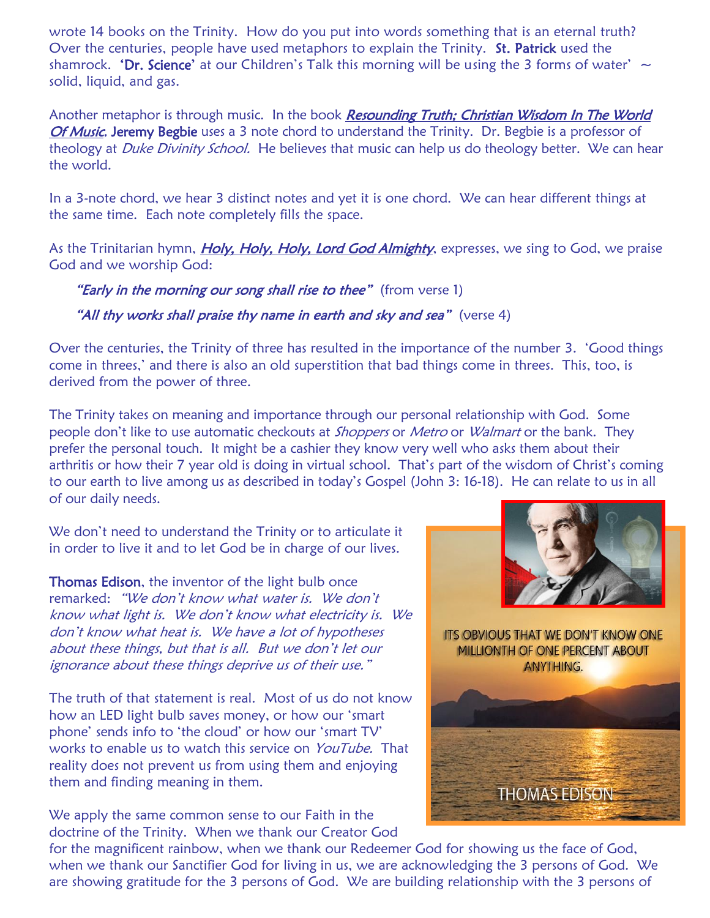wrote 14 books on the Trinity. How do you put into words something that is an eternal truth? Over the centuries, people have used metaphors to explain the Trinity. **St. Patrick** used the shamrock. **'Dr. Science'** at our Children's Talk this morning will be using the 3 forms of water' ~ solid, liquid, and gas.

Another metaphor is through music. In the book ***Resounding Truth; Christian Wisdom In The World Of Music*****,** **Jeremy Begbie** uses a 3 note chord to understand the Trinity. Dr. Begbie is a professor of theology at *Duke Divinity School.* He believes that music can help us do theology better. We can hear the world.

In a 3-note chord, we hear 3 distinct notes and yet it is one chord. We can hear different things at the same time. Each note completely fills the space.

As the Trinitarian hymn, ***Holy, Holy, Holy, Lord God Almighty***, expresses, we sing to God, we praise God and we worship God:

> ***"Early in the morning our song shall rise to thee"*** (from verse 1)
>
> ***"All thy works shall praise thy name in earth and sky and sea"*** (verse 4)

Over the centuries, the Trinity of three has resulted in the importance of the number 3. 'Good things come in threes,' and there is also an old superstition that bad things come in threes. This, too, is derived from the power of three.

The Trinity takes on meaning and importance through our personal relationship with God. Some people don't like to use automatic checkouts at *Shoppers* or *Metro* or *Walmart* or the bank. They prefer the personal touch. It might be a cashier they know very well who asks them about their arthritis or how their 7 year old is doing in virtual school. That's part of the wisdom of Christ's coming to our earth to live among us as described in today's Gospel (John 3: 16-18). He can relate to us in all of our daily needs.

We don't need to understand the Trinity or to articulate it in order to live it and to let God be in charge of our lives.

**Thomas Edison**, the inventor of the light bulb once remarked: *"We don't know what water is. We don't know what light is. We don't know what electricity is. We don't know what heat is. We have a lot of hypotheses about these things, but that is all. But we don't let our ignorance about these things deprive us of their use."*

ITS OBVIOUS THAT WE DON'T KNOW ONE MILLIONTH OF ONE PERCENT ABOUT ANYTHING.

THOMAS EDISON

The truth of that statement is real. Most of us do not know how an LED light bulb saves money, or how our 'smart phone' sends info to 'the cloud' or how our 'smart TV' works to enable us to watch this service on *YouTube.* That reality does not prevent us from using them and enjoying them and finding meaning in them.

We apply the same common sense to our Faith in the doctrine of the Trinity. When we thank our Creator God for the magnificent rainbow, when we thank our Redeemer God for showing us the face of God, when we thank our Sanctifier God for living in us, we are acknowledging the 3 persons of God. We are showing gratitude for the 3 persons of God. We are building relationship with the 3 persons of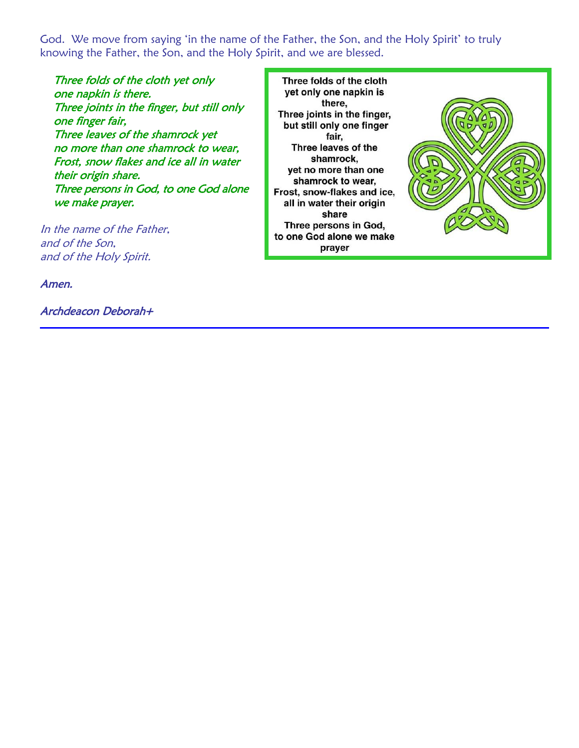God. We move from saying 'in the name of the Father, the Son, and the Holy Spirit' to truly knowing the Father, the Son, and the Holy Spirit, and we are blessed.

*Three folds of the cloth yet only*
*one napkin is there.*
*Three joints in the finger, but still only*
*one finger fair,*
*Three leaves of the shamrock yet*
*no more than one shamrock to wear,*
*Frost, snow flakes and ice all in water*
*their origin share.*
*Three persons in God, to one God alone*
*we make prayer.*

**Three folds of the cloth yet only one napkin is there,**
**Three joints in the finger, but still only one finger fair,**
**Three leaves of the shamrock, yet no more than one shamrock to wear,**
**Frost, snow-flakes and ice, all in water their origin share**
**Three persons in God, to one God alone we make prayer**

*In the name of the Father,*
*and of the Son,*
*and of the Holy Spirit.*

*Amen.*

*Archdeacon Deborah+*